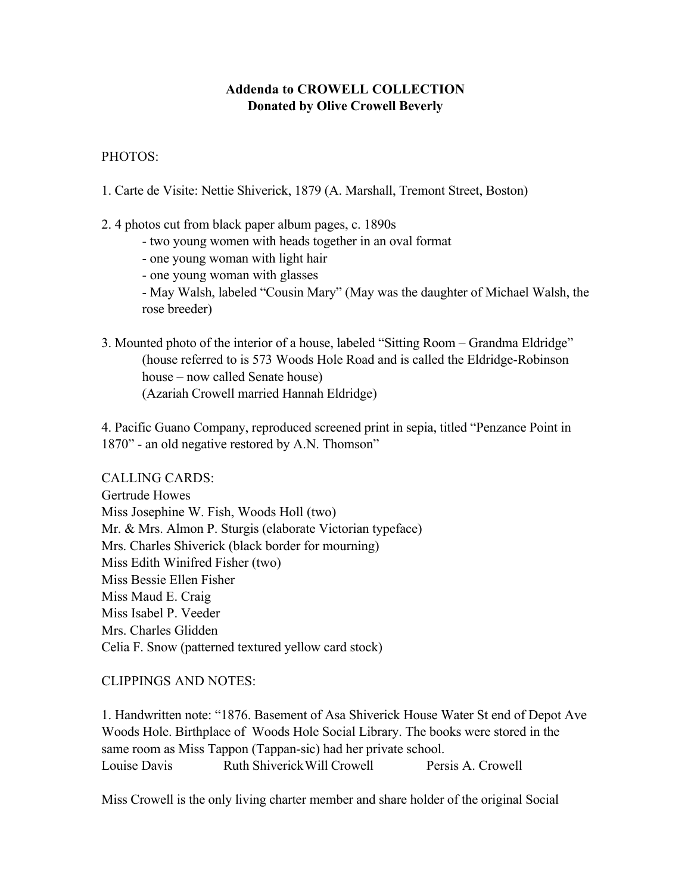**Addenda to CROWELL COLLECTION**
**Donated by Olive Crowell Beverly**

PHOTOS:

1. Carte de Visite: Nettie Shiverick, 1879 (A. Marshall, Tremont Street, Boston)

2. 4 photos cut from black paper album pages, c. 1890s
   - two young women with heads together in an oval format
   - one young woman with light hair
   - one young woman with glasses
   - May Walsh, labeled "Cousin Mary" (May was the daughter of Michael Walsh, the rose breeder)

3. Mounted photo of the interior of a house, labeled "Sitting Room – Grandma Eldridge" (house referred to is 573 Woods Hole Road and is called the Eldridge-Robinson house – now called Senate house) (Azariah Crowell married Hannah Eldridge)

4. Pacific Guano Company, reproduced screened print in sepia, titled "Penzance Point in 1870" - an old negative restored by A.N. Thomson"

CALLING CARDS:
Gertrude Howes
Miss Josephine W. Fish, Woods Holl (two)
Mr. & Mrs. Almon P. Sturgis (elaborate Victorian typeface)
Mrs. Charles Shiverick (black border for mourning)
Miss Edith Winifred Fisher (two)
Miss Bessie Ellen Fisher
Miss Maud E. Craig
Miss Isabel P. Veeder
Mrs. Charles Glidden
Celia F. Snow (patterned textured yellow card stock)

CLIPPINGS AND NOTES:

1. Handwritten note: "1876. Basement of Asa Shiverick House Water St end of Depot Ave Woods Hole. Birthplace of Woods Hole Social Library. The books were stored in the same room as Miss Tappon (Tappan-sic) had her private school.
Louise Davis Ruth Shiverick Will Crowell Persis A. Crowell

Miss Crowell is the only living charter member and share holder of the original Social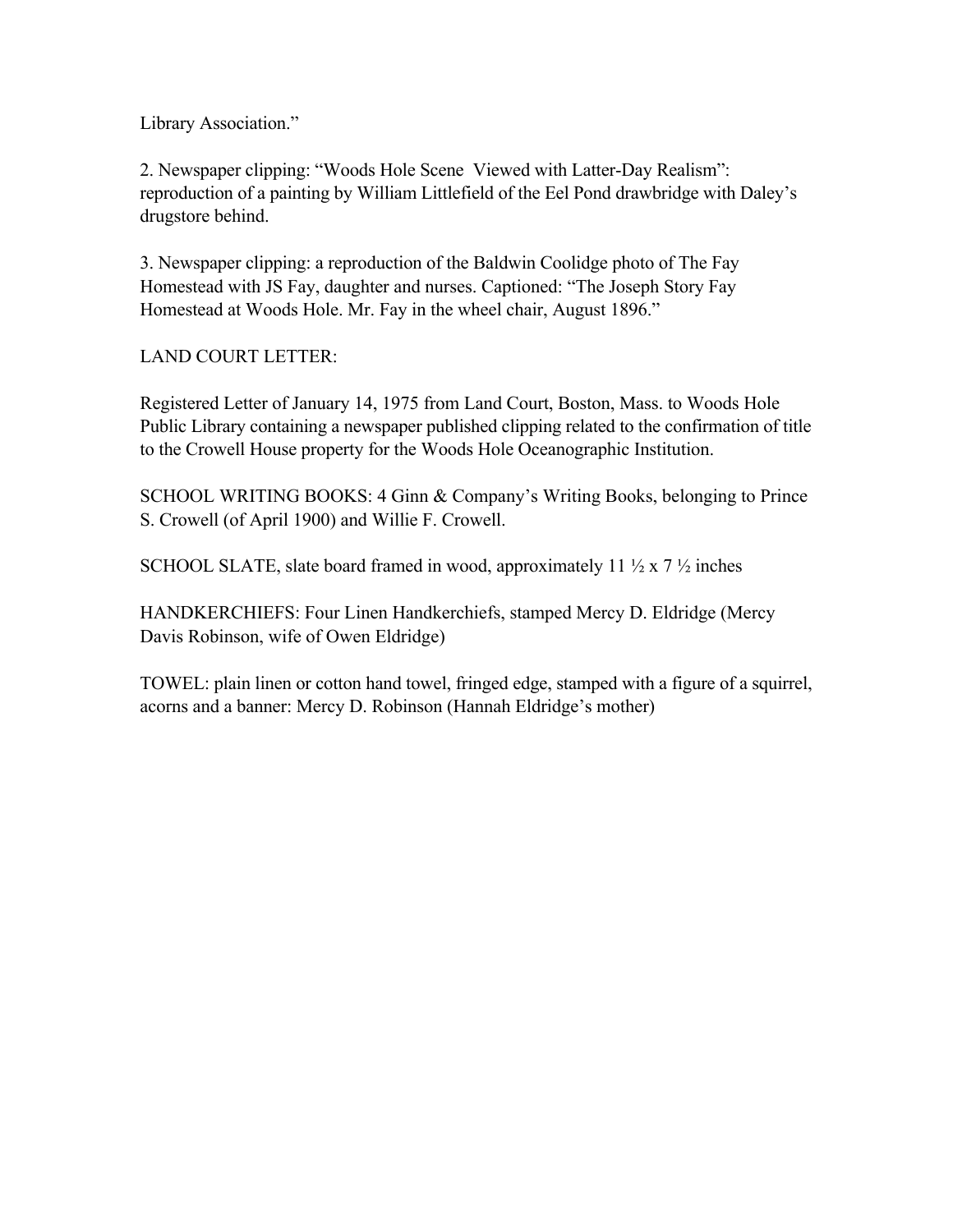Library Association."

2. Newspaper clipping: "Woods Hole Scene  Viewed with Latter-Day Realism": reproduction of a painting by William Littlefield of the Eel Pond drawbridge with Daley's drugstore behind.

3. Newspaper clipping: a reproduction of the Baldwin Coolidge photo of The Fay Homestead with JS Fay, daughter and nurses. Captioned: "The Joseph Story Fay Homestead at Woods Hole. Mr. Fay in the wheel chair, August 1896."

LAND COURT LETTER:

Registered Letter of January 14, 1975 from Land Court, Boston, Mass. to Woods Hole Public Library containing a newspaper published clipping related to the confirmation of title to the Crowell House property for the Woods Hole Oceanographic Institution.

SCHOOL WRITING BOOKS: 4 Ginn & Company's Writing Books, belonging to Prince S. Crowell (of April 1900) and Willie F. Crowell.

SCHOOL SLATE, slate board framed in wood, approximately 11 ½ x 7 ½ inches

HANDKERCHIEFS: Four Linen Handkerchiefs, stamped Mercy D. Eldridge (Mercy Davis Robinson, wife of Owen Eldridge)

TOWEL: plain linen or cotton hand towel, fringed edge, stamped with a figure of a squirrel, acorns and a banner: Mercy D. Robinson (Hannah Eldridge's mother)